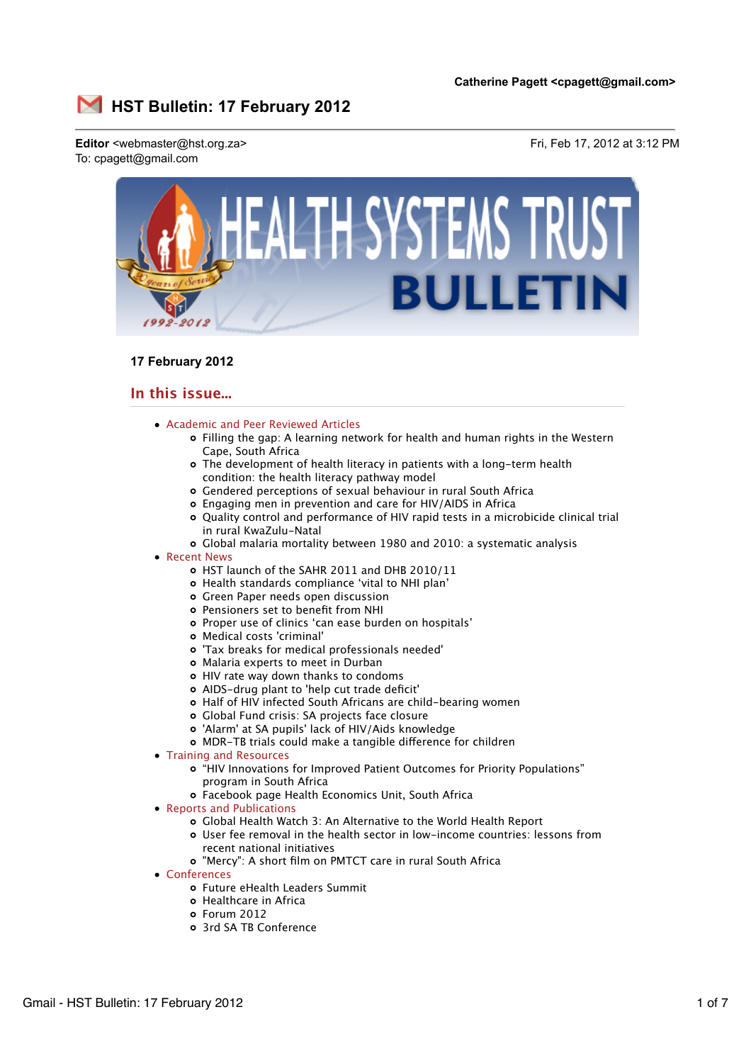Catherine Pagett <cpagett@gmail.com>

# HST Bulletin: 17 February 2012

**Editor** <webmaster@hst.org.za>
To: cpagett@gmail.com

Fri, Feb 17, 2012 at 3:12 PM

HEALTH SYSTEMS TRUST BULLETIN

**17 February 2012**

## In this issue...

- Academic and Peer Reviewed Articles
  - Filling the gap: A learning network for health and human rights in the Western Cape, South Africa
  - The development of health literacy in patients with a long-term health condition: the health literacy pathway model
  - Gendered perceptions of sexual behaviour in rural South Africa
  - Engaging men in prevention and care for HIV/AIDS in Africa
  - Quality control and performance of HIV rapid tests in a microbicide clinical trial in rural KwaZulu-Natal
  - Global malaria mortality between 1980 and 2010: a systematic analysis
- Recent News
  - HST launch of the SAHR 2011 and DHB 2010/11
  - Health standards compliance 'vital to NHI plan'
  - Green Paper needs open discussion
  - Pensioners set to benefit from NHI
  - Proper use of clinics 'can ease burden on hospitals'
  - Medical costs 'criminal'
  - 'Tax breaks for medical professionals needed'
  - Malaria experts to meet in Durban
  - HIV rate way down thanks to condoms
  - AIDS-drug plant to 'help cut trade deficit'
  - Half of HIV infected South Africans are child-bearing women
  - Global Fund crisis: SA projects face closure
  - 'Alarm' at SA pupils' lack of HIV/Aids knowledge
  - MDR-TB trials could make a tangible difference for children
- Training and Resources
  - "HIV Innovations for Improved Patient Outcomes for Priority Populations" program in South Africa
  - Facebook page Health Economics Unit, South Africa
- Reports and Publications
  - Global Health Watch 3: An Alternative to the World Health Report
  - User fee removal in the health sector in low-income countries: lessons from recent national initiatives
  - "Mercy": A short film on PMTCT care in rural South Africa
- Conferences
  - Future eHealth Leaders Summit
  - Healthcare in Africa
  - Forum 2012
  - 3rd SA TB Conference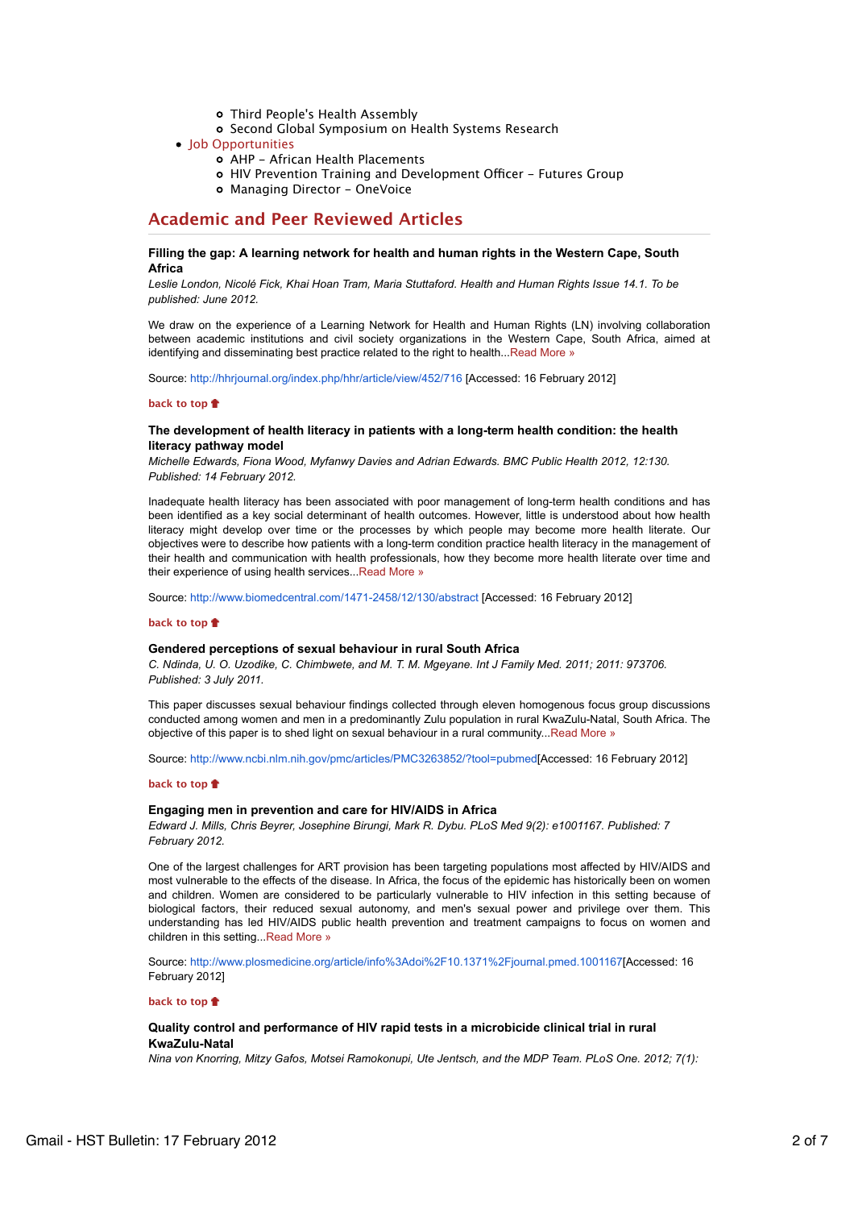- Third People's Health Assembly
  - Second Global Symposium on Health Systems Research
- Job Opportunities
  - AHP – African Health Placements
  - HIV Prevention Training and Development Officer – Futures Group
  - Managing Director – OneVoice

## Academic and Peer Reviewed Articles

**Filling the gap: A learning network for health and human rights in the Western Cape, South Africa**

*Leslie London, Nicolé Fick, Khai Hoan Tram, Maria Stuttaford. Health and Human Rights Issue 14.1. To be published: June 2012.*

We draw on the experience of a Learning Network for Health and Human Rights (LN) involving collaboration between academic institutions and civil society organizations in the Western Cape, South Africa, aimed at identifying and disseminating best practice related to the right to health...Read More »

Source: http://hhrjournal.org/index.php/hhr/article/view/452/716 [Accessed: 16 February 2012]

**back to top**

**The development of health literacy in patients with a long-term health condition: the health literacy pathway model**

*Michelle Edwards, Fiona Wood, Myfanwy Davies and Adrian Edwards. BMC Public Health 2012, 12:130. Published: 14 February 2012.*

Inadequate health literacy has been associated with poor management of long-term health conditions and has been identified as a key social determinant of health outcomes. However, little is understood about how health literacy might develop over time or the processes by which people may become more health literate. Our objectives were to describe how patients with a long-term condition practice health literacy in the management of their health and communication with health professionals, how they become more health literate over time and their experience of using health services...Read More »

Source: http://www.biomedcentral.com/1471-2458/12/130/abstract [Accessed: 16 February 2012]

**back to top**

**Gendered perceptions of sexual behaviour in rural South Africa**

*C. Ndinda, U. O. Uzodike, C. Chimbwete, and M. T. M. Mgeyane. Int J Family Med. 2011; 2011: 973706. Published: 3 July 2011.*

This paper discusses sexual behaviour findings collected through eleven homogenous focus group discussions conducted among women and men in a predominantly Zulu population in rural KwaZulu-Natal, South Africa. The objective of this paper is to shed light on sexual behaviour in a rural community...Read More »

Source: http://www.ncbi.nlm.nih.gov/pmc/articles/PMC3263852/?tool=pubmed[Accessed: 16 February 2012]

**back to top**

**Engaging men in prevention and care for HIV/AIDS in Africa**

*Edward J. Mills, Chris Beyrer, Josephine Birungi, Mark R. Dybu. PLoS Med 9(2): e1001167. Published: 7 February 2012.*

One of the largest challenges for ART provision has been targeting populations most affected by HIV/AIDS and most vulnerable to the effects of the disease. In Africa, the focus of the epidemic has historically been on women and children. Women are considered to be particularly vulnerable to HIV infection in this setting because of biological factors, their reduced sexual autonomy, and men's sexual power and privilege over them. This understanding has led HIV/AIDS public health prevention and treatment campaigns to focus on women and children in this setting...Read More »

Source: http://www.plosmedicine.org/article/info%3Adoi%2F10.1371%2Fjournal.pmed.1001167[Accessed: 16 February 2012]

**back to top**

**Quality control and performance of HIV rapid tests in a microbicide clinical trial in rural KwaZulu-Natal**

*Nina von Knorring, Mitzy Gafos, Motsei Ramokonupi, Ute Jentsch, and the MDP Team. PLoS One. 2012; 7(1):*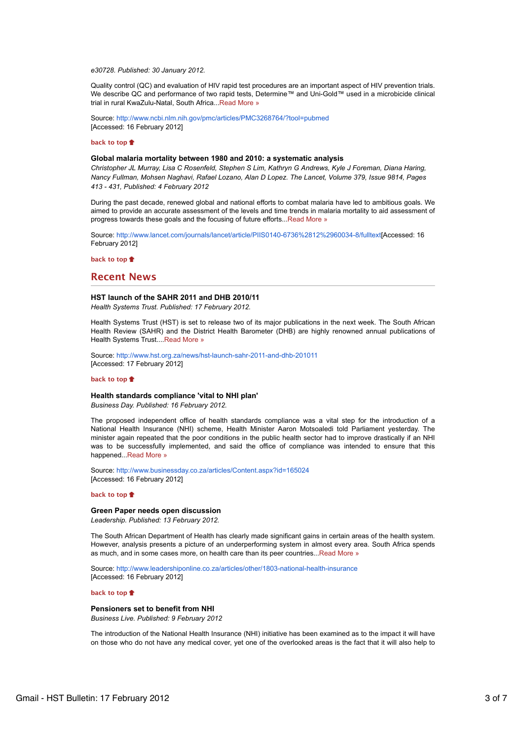*e30728. Published: 30 January 2012.*

Quality control (QC) and evaluation of HIV rapid test procedures are an important aspect of HIV prevention trials. We describe QC and performance of two rapid tests, Determine™ and Uni-Gold™ used in a microbicide clinical trial in rural KwaZulu-Natal, South Africa...Read More »

Source: http://www.ncbi.nlm.nih.gov/pmc/articles/PMC3268764/?tool=pubmed
[Accessed: 16 February 2012]

**back to top**

**Global malaria mortality between 1980 and 2010: a systematic analysis**
*Christopher JL Murray, Lisa C Rosenfeld, Stephen S Lim, Kathryn G Andrews, Kyle J Foreman, Diana Haring, Nancy Fullman, Mohsen Naghavi, Rafael Lozano, Alan D Lopez. The Lancet, Volume 379, Issue 9814, Pages 413 - 431, Published: 4 February 2012*

During the past decade, renewed global and national efforts to combat malaria have led to ambitious goals. We aimed to provide an accurate assessment of the levels and time trends in malaria mortality to aid assessment of progress towards these goals and the focusing of future efforts...Read More »

Source: http://www.lancet.com/journals/lancet/article/PIIS0140-6736%2812%2960034-8/fulltext[Accessed: 16 February 2012]

**back to top**

## Recent News

**HST launch of the SAHR 2011 and DHB 2010/11**
*Health Systems Trust. Published: 17 February 2012.*

Health Systems Trust (HST) is set to release two of its major publications in the next week. The South African Health Review (SAHR) and the District Health Barometer (DHB) are highly renowned annual publications of Health Systems Trust....Read More »

Source: http://www.hst.org.za/news/hst-launch-sahr-2011-and-dhb-201011
[Accessed: 17 February 2012]

**back to top**

**Health standards compliance 'vital to NHI plan'**
*Business Day. Published: 16 February 2012.*

The proposed independent office of health standards compliance was a vital step for the introduction of a National Health Insurance (NHI) scheme, Health Minister Aaron Motsoaledi told Parliament yesterday. The minister again repeated that the poor conditions in the public health sector had to improve drastically if an NHI was to be successfully implemented, and said the office of compliance was intended to ensure that this happened...Read More »

Source: http://www.businessday.co.za/articles/Content.aspx?id=165024
[Accessed: 16 February 2012]

**back to top**

**Green Paper needs open discussion**
*Leadership. Published: 13 February 2012.*

The South African Department of Health has clearly made significant gains in certain areas of the health system. However, analysis presents a picture of an underperforming system in almost every area. South Africa spends as much, and in some cases more, on health care than its peer countries...Read More »

Source: http://www.leadershiponline.co.za/articles/other/1803-national-health-insurance
[Accessed: 16 February 2012]

**back to top**

**Pensioners set to benefit from NHI**
*Business Live. Published: 9 February 2012*

The introduction of the National Health Insurance (NHI) initiative has been examined as to the impact it will have on those who do not have any medical cover, yet one of the overlooked areas is the fact that it will also help to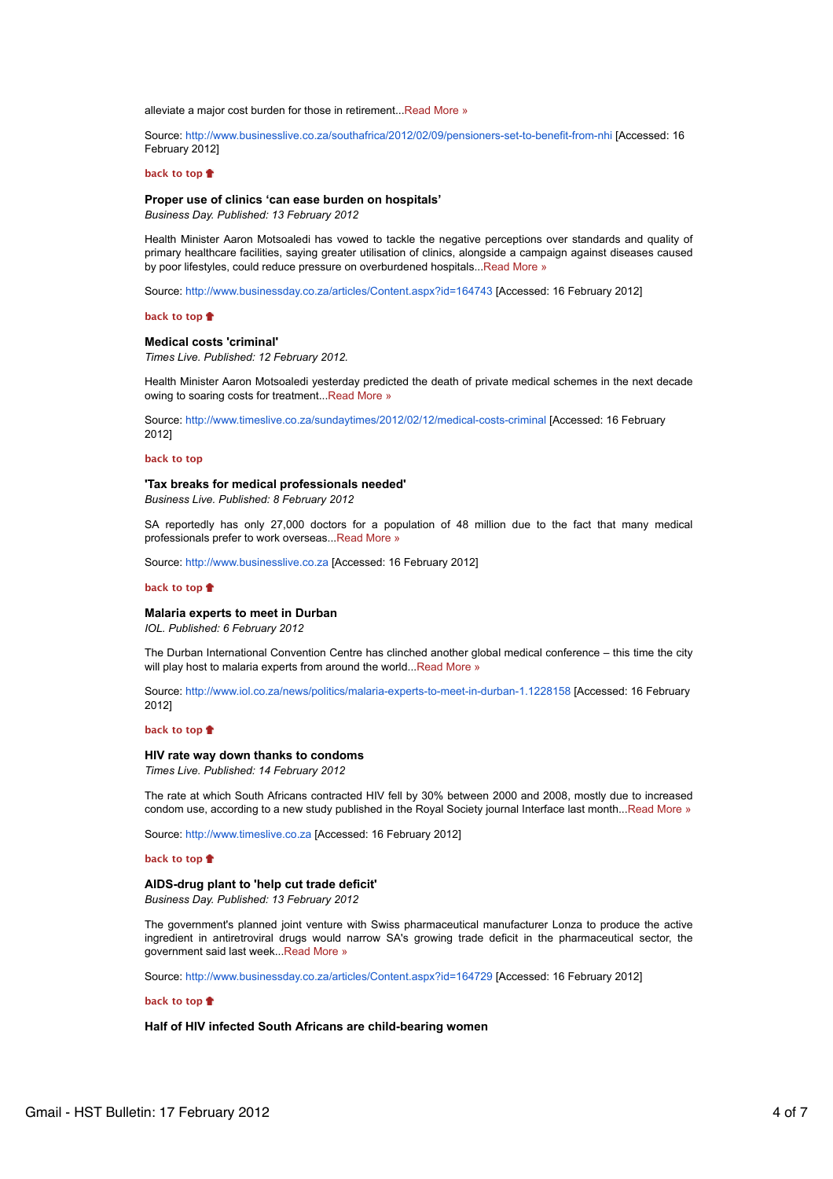alleviate a major cost burden for those in retirement...Read More »

Source: http://www.businesslive.co.za/southafrica/2012/02/09/pensioners-set-to-benefit-from-nhi [Accessed: 16 February 2012]

back to top

**Proper use of clinics 'can ease burden on hospitals'**
*Business Day. Published: 13 February 2012*

Health Minister Aaron Motsoaledi has vowed to tackle the negative perceptions over standards and quality of primary healthcare facilities, saying greater utilisation of clinics, alongside a campaign against diseases caused by poor lifestyles, could reduce pressure on overburdened hospitals...Read More »

Source: http://www.businessday.co.za/articles/Content.aspx?id=164743 [Accessed: 16 February 2012]

back to top

**Medical costs 'criminal'**
*Times Live. Published: 12 February 2012.*

Health Minister Aaron Motsoaledi yesterday predicted the death of private medical schemes in the next decade owing to soaring costs for treatment...Read More »

Source: http://www.timeslive.co.za/sundaytimes/2012/02/12/medical-costs-criminal [Accessed: 16 February 2012]

back to top

**'Tax breaks for medical professionals needed'**
*Business Live. Published: 8 February 2012*

SA reportedly has only 27,000 doctors for a population of 48 million due to the fact that many medical professionals prefer to work overseas...Read More »

Source: http://www.businesslive.co.za [Accessed: 16 February 2012]

back to top

**Malaria experts to meet in Durban**
*IOL. Published: 6 February 2012*

The Durban International Convention Centre has clinched another global medical conference – this time the city will play host to malaria experts from around the world...Read More »

Source: http://www.iol.co.za/news/politics/malaria-experts-to-meet-in-durban-1.1228158 [Accessed: 16 February 2012]

back to top

**HIV rate way down thanks to condoms**
*Times Live. Published: 14 February 2012*

The rate at which South Africans contracted HIV fell by 30% between 2000 and 2008, mostly due to increased condom use, according to a new study published in the Royal Society journal Interface last month...Read More »

Source: http://www.timeslive.co.za [Accessed: 16 February 2012]

back to top

**AIDS-drug plant to 'help cut trade deficit'**
*Business Day. Published: 13 February 2012*

The government's planned joint venture with Swiss pharmaceutical manufacturer Lonza to produce the active ingredient in antiretroviral drugs would narrow SA's growing trade deficit in the pharmaceutical sector, the government said last week...Read More »

Source: http://www.businessday.co.za/articles/Content.aspx?id=164729 [Accessed: 16 February 2012]

back to top

**Half of HIV infected South Africans are child-bearing women**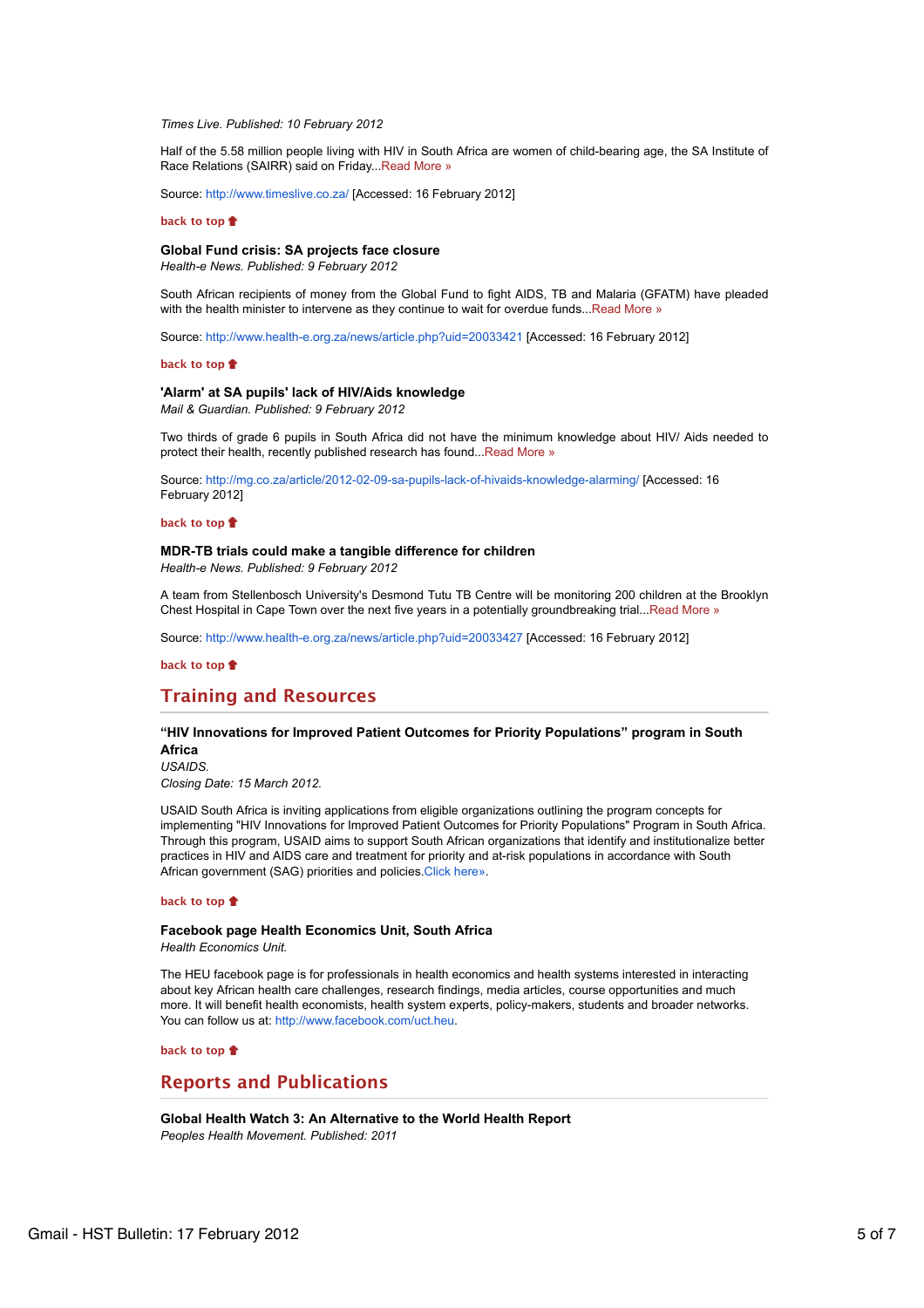*Times Live. Published: 10 February 2012*

Half of the 5.58 million people living with HIV in South Africa are women of child-bearing age, the SA Institute of Race Relations (SAIRR) said on Friday...Read More »

Source: http://www.timeslive.co.za/ [Accessed: 16 February 2012]

back to top

**Global Fund crisis: SA projects face closure**
*Health-e News. Published: 9 February 2012*

South African recipients of money from the Global Fund to fight AIDS, TB and Malaria (GFATM) have pleaded with the health minister to intervene as they continue to wait for overdue funds...Read More »

Source: http://www.health-e.org.za/news/article.php?uid=20033421 [Accessed: 16 February 2012]

back to top

**'Alarm' at SA pupils' lack of HIV/Aids knowledge**
*Mail & Guardian. Published: 9 February 2012*

Two thirds of grade 6 pupils in South Africa did not have the minimum knowledge about HIV/ Aids needed to protect their health, recently published research has found...Read More »

Source: http://mg.co.za/article/2012-02-09-sa-pupils-lack-of-hivaids-knowledge-alarming/ [Accessed: 16 February 2012]

back to top

**MDR-TB trials could make a tangible difference for children**
*Health-e News. Published: 9 February 2012*

A team from Stellenbosch University's Desmond Tutu TB Centre will be monitoring 200 children at the Brooklyn Chest Hospital in Cape Town over the next five years in a potentially groundbreaking trial...Read More »

Source: http://www.health-e.org.za/news/article.php?uid=20033427 [Accessed: 16 February 2012]

back to top

## Training and Resources

**“HIV Innovations for Improved Patient Outcomes for Priority Populations” program in South Africa**
*USAIDS.*
*Closing Date: 15 March 2012.*

USAID South Africa is inviting applications from eligible organizations outlining the program concepts for implementing "HIV Innovations for Improved Patient Outcomes for Priority Populations" Program in South Africa. Through this program, USAID aims to support South African organizations that identify and institutionalize better practices in HIV and AIDS care and treatment for priority and at-risk populations in accordance with South African government (SAG) priorities and policies.Click here».

back to top

**Facebook page Health Economics Unit, South Africa**
*Health Economics Unit.*

The HEU facebook page is for professionals in health economics and health systems interested in interacting about key African health care challenges, research findings, media articles, course opportunities and much more. It will benefit health economists, health system experts, policy-makers, students and broader networks. You can follow us at: http://www.facebook.com/uct.heu.

back to top

## Reports and Publications

**Global Health Watch 3: An Alternative to the World Health Report**
*Peoples Health Movement. Published: 2011*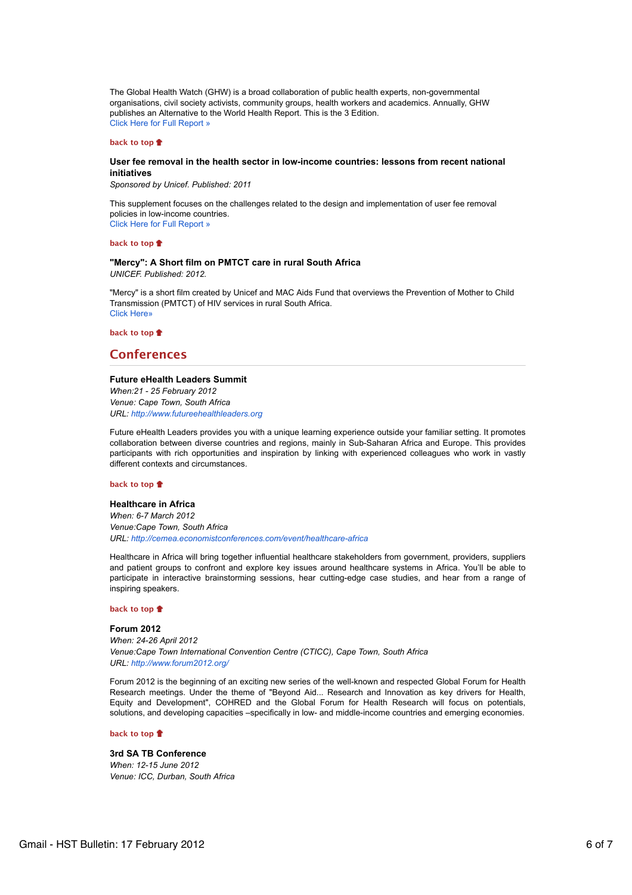The Global Health Watch (GHW) is a broad collaboration of public health experts, non-governmental organisations, civil society activists, community groups, health workers and academics. Annually, GHW publishes an Alternative to the World Health Report. This is the 3 Edition.
Click Here for Full Report »

back to top

**User fee removal in the health sector in low-income countries: lessons from recent national initiatives**
*Sponsored by Unicef. Published: 2011*

This supplement focuses on the challenges related to the design and implementation of user fee removal policies in low-income countries.
Click Here for Full Report »

back to top

**"Mercy": A Short film on PMTCT care in rural South Africa**
*UNICEF. Published: 2012.*

"Mercy" is a short film created by Unicef and MAC Aids Fund that overviews the Prevention of Mother to Child Transmission (PMTCT) of HIV services in rural South Africa.
Click Here»

back to top

## Conferences

**Future eHealth Leaders Summit**
*When:21 - 25 February 2012*
*Venue: Cape Town, South Africa*
*URL: http://www.futureehealthleaders.org*

Future eHealth Leaders provides you with a unique learning experience outside your familiar setting. It promotes collaboration between diverse countries and regions, mainly in Sub-Saharan Africa and Europe. This provides participants with rich opportunities and inspiration by linking with experienced colleagues who work in vastly different contexts and circumstances.

back to top

**Healthcare in Africa**
*When: 6-7 March 2012*
*Venue:Cape Town, South Africa*
*URL: http://cemea.economistconferences.com/event/healthcare-africa*

Healthcare in Africa will bring together influential healthcare stakeholders from government, providers, suppliers and patient groups to confront and explore key issues around healthcare systems in Africa. You'll be able to participate in interactive brainstorming sessions, hear cutting-edge case studies, and hear from a range of inspiring speakers.

back to top

**Forum 2012**
*When: 24-26 April 2012*
*Venue:Cape Town International Convention Centre (CTICC), Cape Town, South Africa*
*URL: http://www.forum2012.org/*

Forum 2012 is the beginning of an exciting new series of the well-known and respected Global Forum for Health Research meetings. Under the theme of "Beyond Aid... Research and Innovation as key drivers for Health, Equity and Development", COHRED and the Global Forum for Health Research will focus on potentials, solutions, and developing capacities –specifically in low- and middle-income countries and emerging economies.

back to top

**3rd SA TB Conference**
*When: 12-15 June 2012*
*Venue: ICC, Durban, South Africa*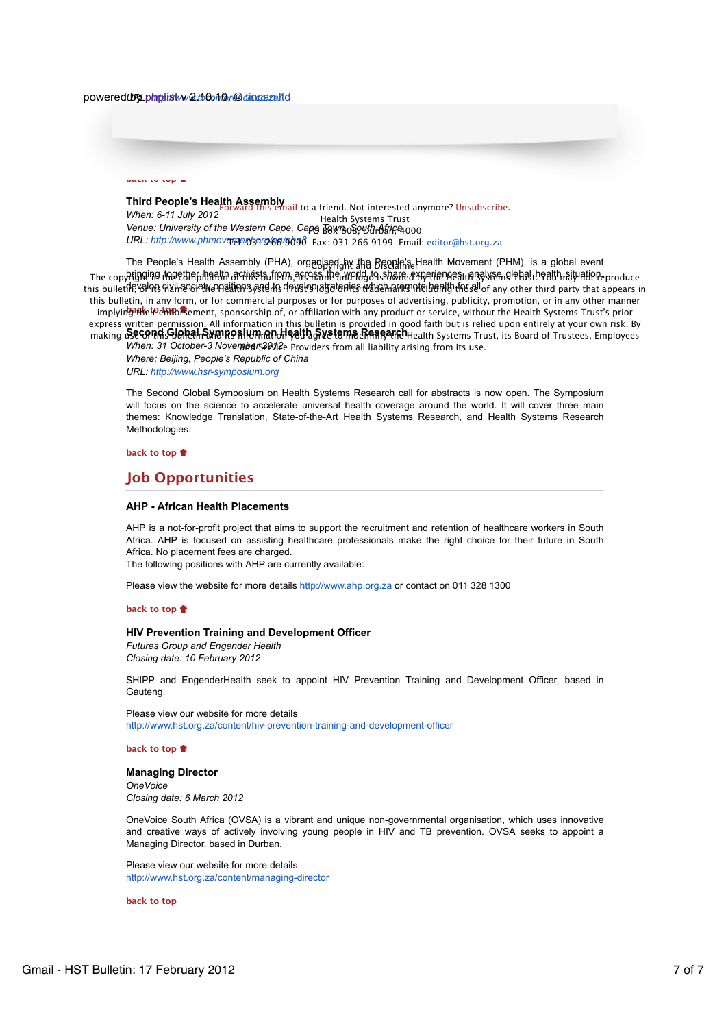### Third People's Health Assembly

*When: 6-11 July 2012*
*Venue: University of the Western Cape, Cape Town, South Africa*
*URL: http://www.phmovement.org/en/pha3*

The People's Health Assembly (PHA), organised by the People's Health Movement (PHM), is a global event bringing together health activists from across the world to share experiences, analyse global health situation, develop civil society positions and to develop strategies which promote health for all.

back to top

### Second Global Symposium on Health Systems Research

*When: 31 October-3 November 2012*
*Where: Beijing, People's Republic of China*
*URL: http://www.hsr-symposium.org*

The Second Global Symposium on Health Systems Research call for abstracts is now open. The Symposium will focus on the science to accelerate universal health coverage around the world. It will cover three main themes: Knowledge Translation, State-of-the-Art Health Systems Research, and Health Systems Research Methodologies.

back to top

## Job Opportunities

### AHP - African Health Placements

AHP is a not-for-profit project that aims to support the recruitment and retention of healthcare workers in South Africa. AHP is focused on assisting healthcare professionals make the right choice for their future in South Africa. No placement fees are charged.
The following positions with AHP are currently available:

Please view the website for more details http://www.ahp.org.za or contact on 011 328 1300

back to top

### HIV Prevention Training and Development Officer

*Futures Group and Engender Health*
*Closing date: 10 February 2012*

SHIPP and EngenderHealth seek to appoint HIV Prevention Training and Development Officer, based in Gauteng.

Please view our website for more details
http://www.hst.org.za/content/hiv-prevention-training-and-development-officer

back to top

### Managing Director

*OneVoice*
*Closing date: 6 March 2012*

OneVoice South Africa (OVSA) is a vibrant and unique non-governmental organisation, which uses innovative and creative ways of actively involving young people in HIV and TB prevention. OVSA seeks to appoint a Managing Director, based in Durban.

Please view our website for more details
http://www.hst.org.za/content/managing-director

back to top

Forward this email to a friend. Not interested anymore? Unsubscribe.

Health Systems Trust
PO Box 808, Durban, 4000
Tel: 031 266 9090 Fax: 031 266 9199 Email: editor@hst.org.za

Copyright and Disclaimer

The copyright in the compilation of this bulletin, its name and logo is owned by the Health Systems Trust. You may not reproduce this bulletin, or its name or the name of the Health Systems Trust's logo or its trademarks including those of any other third party that appears in this bulletin, in any form, or for commercial purposes or for purposes of advertising, publicity, promotion, or in any other manner implying their endorsement, sponsorship of, or affiliation with any product or service, without the Health Systems Trust's prior express written permission. All information in this bulletin is provided in good faith but is relied upon entirely at your own risk. By making use of this bulletin and the information you agree to indemnify the Health Systems Trust, its Board of Trustees, Employees and Service Providers from all liability arising from its use.

powered by phplist v 2.10.10, © tincan ltd